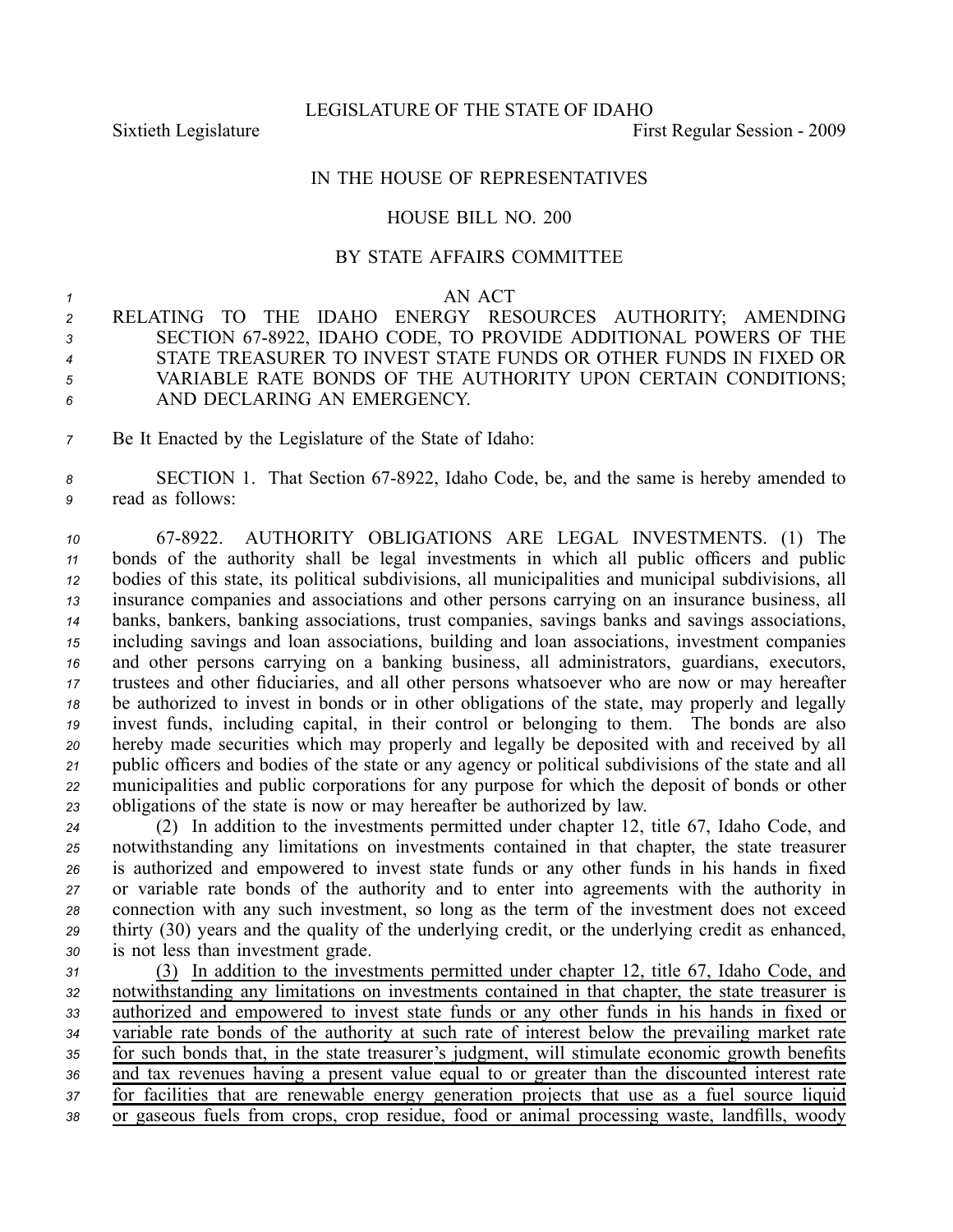LEGISLATURE OF THE STATE OF IDAHO

Sixtieth Legislature First Regular Session - 2009

# IN THE HOUSE OF REPRESENTATIVES

## HOUSE BILL NO. 200

### BY STATE AFFAIRS COMMITTEE

AN ACT

RELATING TO THE IDAHO ENERGY RESOURCES AUTHORITY; AMENDING SECTION 67-8922, IDAHO CODE, TO PROVIDE ADDITIONAL POWERS OF THE STATE TREASURER TO INVEST STATE FUNDS OR OTHER FUNDS IN FIXED OR VARIABLE RATE BONDS OF THE AUTHORITY UPON CERTAIN CONDITIONS; AND DECLARING AN EMERGENCY.

Be It Enacted by the Legislature of the State of Idaho:

SECTION 1. That Section 67-8922, Idaho Code, be, and the same is hereby amended to read as follows:

67-8922. AUTHORITY OBLIGATIONS ARE LEGAL INVESTMENTS. (1) The bonds of the authority shall be legal investments in which all public officers and public bodies of this state, its political subdivisions, all municipalities and municipal subdivisions, all insurance companies and associations and other persons carrying on an insurance business, all banks, bankers, banking associations, trust companies, savings banks and savings associations, including savings and loan associations, building and loan associations, investment companies and other persons carrying on a banking business, all administrators, guardians, executors, trustees and other fiduciaries, and all other persons whatsoever who are now or may hereafter be authorized to invest in bonds or in other obligations of the state, may properly and legally invest funds, including capital, in their control or belonging to them. The bonds are also hereby made securities which may properly and legally be deposited with and received by all public officers and bodies of the state or any agency or political subdivisions of the state and all municipalities and public corporations for any purpose for which the deposit of bonds or other obligations of the state is now or may hereafter be authorized by law.

(2) In addition to the investments permitted under chapter 12, title 67, Idaho Code, and notwithstanding any limitations on investments contained in that chapter, the state treasurer is authorized and empowered to invest state funds or any other funds in his hands in fixed or variable rate bonds of the authority and to enter into agreements with the authority in connection with any such investment, so long as the term of the investment does not exceed thirty (30) years and the quality of the underlying credit, or the underlying credit as enhanced, is not less than investment grade.

<u>(3) In addition to the investments permitted under chapter 12, title 67, Idaho Code, and notwithstanding any limitations on investments contained in that chapter, the state treasurer is authorized and empowered to invest state funds or any other funds in his hands in fixed or variable rate bonds of the authority at such rate of interest below the prevailing market rate for such bonds that, in the state treasurer's judgment, will stimulate economic growth benefits and tax revenues having a present value equal to or greater than the discounted interest rate for facilities that are renewable energy generation projects that use as a fuel source liquid or gaseous fuels from crops, crop residue, food or animal processing waste, landfills, woody</u>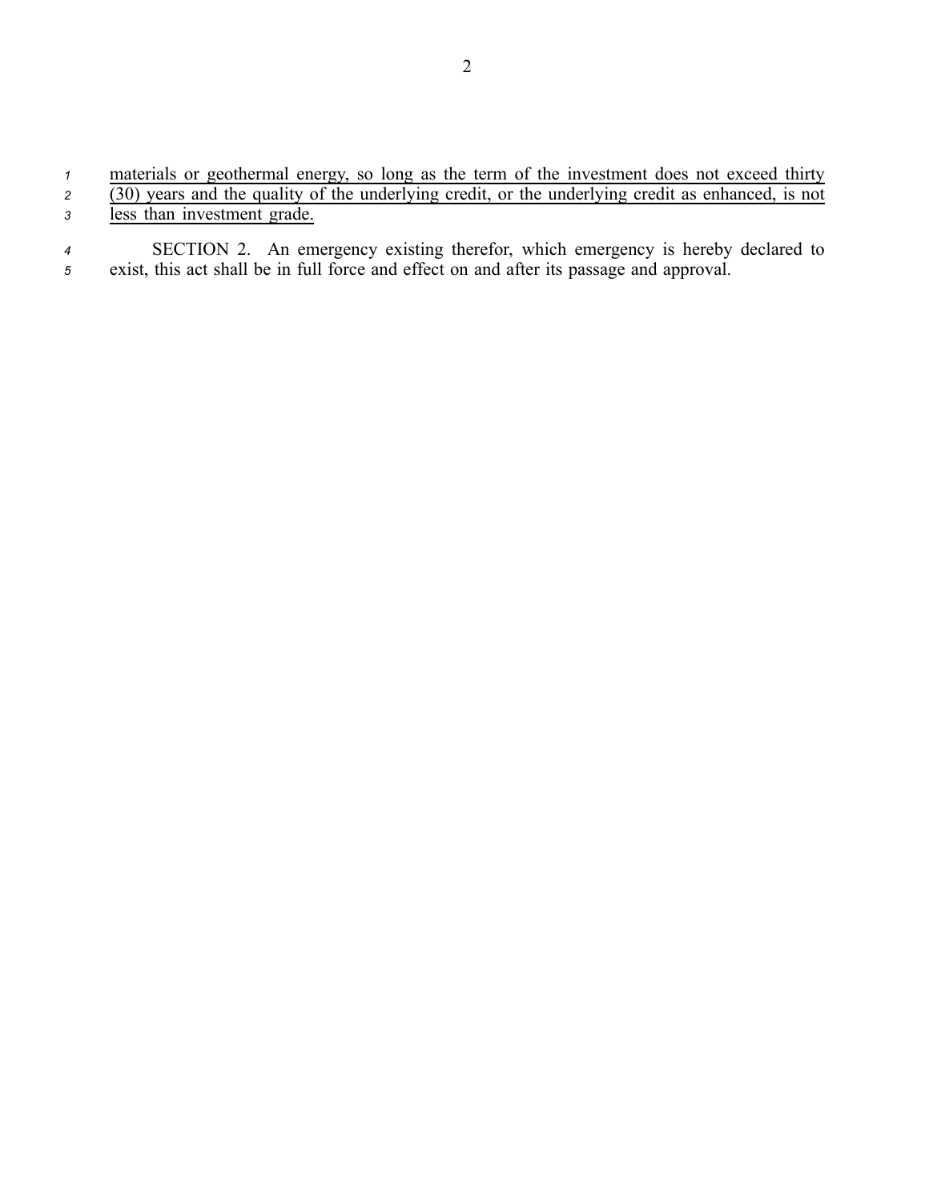materials or geothermal energy, so long as the term of the investment does not exceed thirty (30) years and the quality of the underlying credit, or the underlying credit as enhanced, is not less than investment grade.

SECTION 2. An emergency existing therefor, which emergency is hereby declared to exist, this act shall be in full force and effect on and after its passage and approval.